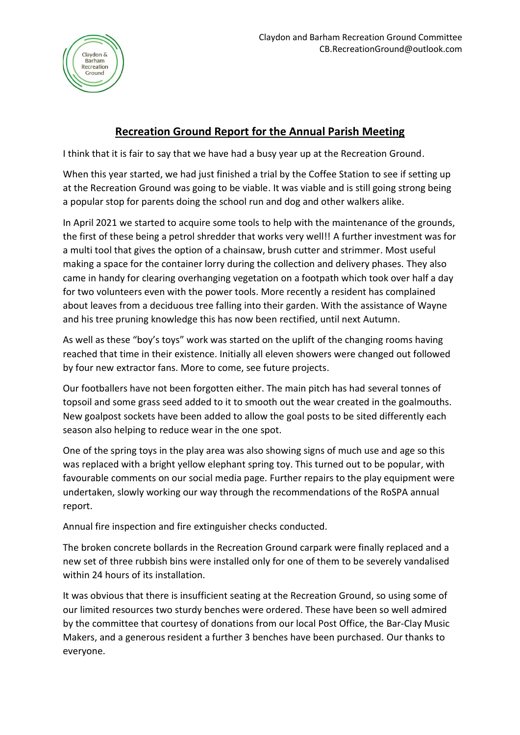Claydon and Barham Recreation Ground Committee
CB.RecreationGround@outlook.com

## Recreation Ground Report for the Annual Parish Meeting

I think that it is fair to say that we have had a busy year up at the Recreation Ground.

When this year started, we had just finished a trial by the Coffee Station to see if setting up at the Recreation Ground was going to be viable. It was viable and is still going strong being a popular stop for parents doing the school run and dog and other walkers alike.

In April 2021 we started to acquire some tools to help with the maintenance of the grounds, the first of these being a petrol shredder that works very well!! A further investment was for a multi tool that gives the option of a chainsaw, brush cutter and strimmer. Most useful making a space for the container lorry during the collection and delivery phases. They also came in handy for clearing overhanging vegetation on a footpath which took over half a day for two volunteers even with the power tools. More recently a resident has complained about leaves from a deciduous tree falling into their garden. With the assistance of Wayne and his tree pruning knowledge this has now been rectified, until next Autumn.

As well as these "boy's toys" work was started on the uplift of the changing rooms having reached that time in their existence. Initially all eleven showers were changed out followed by four new extractor fans. More to come, see future projects.

Our footballers have not been forgotten either. The main pitch has had several tonnes of topsoil and some grass seed added to it to smooth out the wear created in the goalmouths. New goalpost sockets have been added to allow the goal posts to be sited differently each season also helping to reduce wear in the one spot.

One of the spring toys in the play area was also showing signs of much use and age so this was replaced with a bright yellow elephant spring toy. This turned out to be popular, with favourable comments on our social media page. Further repairs to the play equipment were undertaken, slowly working our way through the recommendations of the RoSPA annual report.

Annual fire inspection and fire extinguisher checks conducted.

The broken concrete bollards in the Recreation Ground carpark were finally replaced and a new set of three rubbish bins were installed only for one of them to be severely vandalised within 24 hours of its installation.

It was obvious that there is insufficient seating at the Recreation Ground, so using some of our limited resources two sturdy benches were ordered. These have been so well admired by the committee that courtesy of donations from our local Post Office, the Bar-Clay Music Makers, and a generous resident a further 3 benches have been purchased. Our thanks to everyone.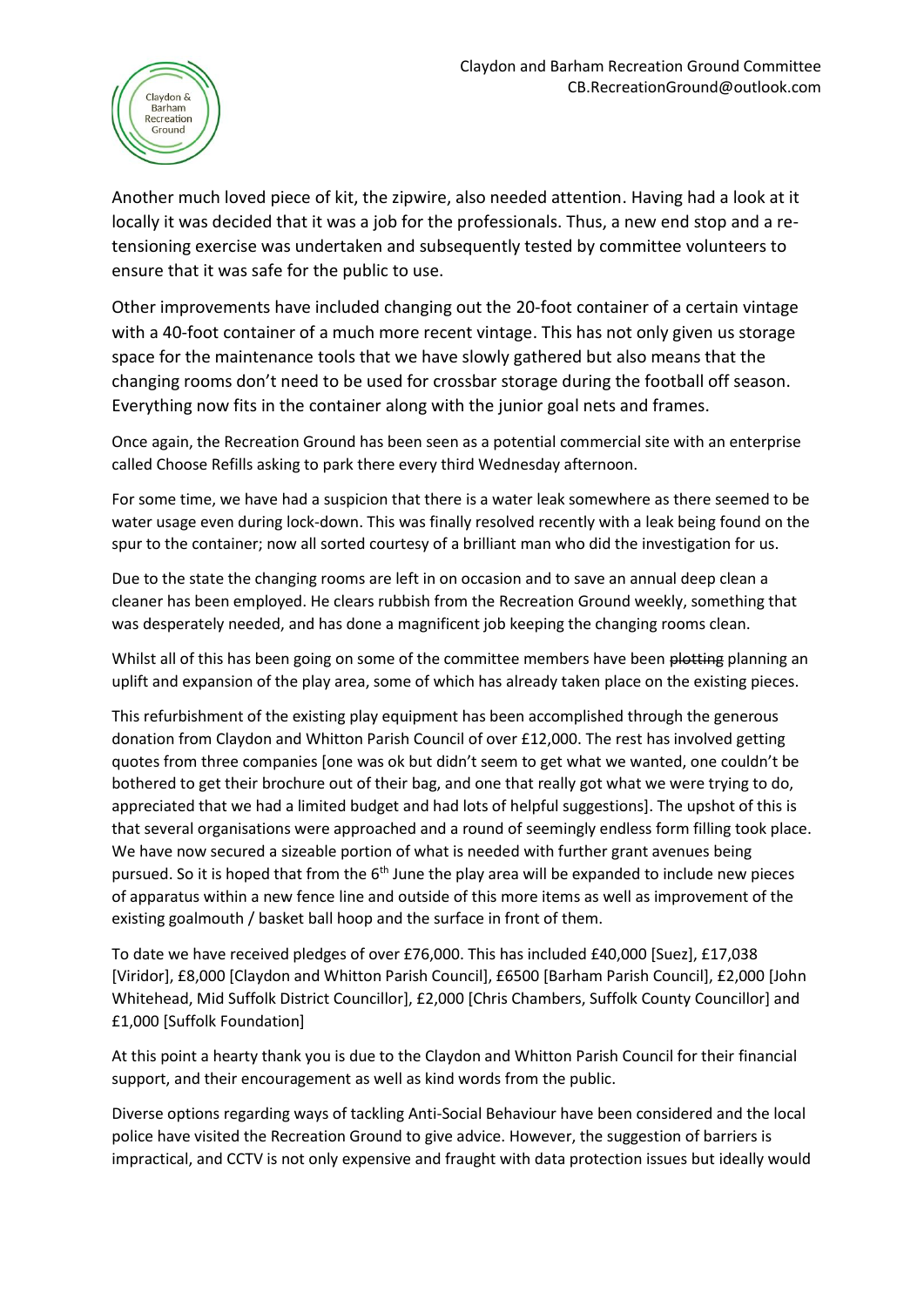Another much loved piece of kit, the zipwire, also needed attention. Having had a look at it locally it was decided that it was a job for the professionals. Thus, a new end stop and a re-tensioning exercise was undertaken and subsequently tested by committee volunteers to ensure that it was safe for the public to use.

Other improvements have included changing out the 20-foot container of a certain vintage with a 40-foot container of a much more recent vintage. This has not only given us storage space for the maintenance tools that we have slowly gathered but also means that the changing rooms don't need to be used for crossbar storage during the football off season. Everything now fits in the container along with the junior goal nets and frames.

Once again, the Recreation Ground has been seen as a potential commercial site with an enterprise called Choose Refills asking to park there every third Wednesday afternoon.

For some time, we have had a suspicion that there is a water leak somewhere as there seemed to be water usage even during lock-down. This was finally resolved recently with a leak being found on the spur to the container; now all sorted courtesy of a brilliant man who did the investigation for us.

Due to the state the changing rooms are left in on occasion and to save an annual deep clean a cleaner has been employed. He clears rubbish from the Recreation Ground weekly, something that was desperately needed, and has done a magnificent job keeping the changing rooms clean.

Whilst all of this has been going on some of the committee members have been ~~plotting~~ planning an uplift and expansion of the play area, some of which has already taken place on the existing pieces.

This refurbishment of the existing play equipment has been accomplished through the generous donation from Claydon and Whitton Parish Council of over £12,000. The rest has involved getting quotes from three companies [one was ok but didn't seem to get what we wanted, one couldn't be bothered to get their brochure out of their bag, and one that really got what we were trying to do, appreciated that we had a limited budget and had lots of helpful suggestions]. The upshot of this is that several organisations were approached and a round of seemingly endless form filling took place. We have now secured a sizeable portion of what is needed with further grant avenues being pursued. So it is hoped that from the 6th June the play area will be expanded to include new pieces of apparatus within a new fence line and outside of this more items as well as improvement of the existing goalmouth / basket ball hoop and the surface in front of them.

To date we have received pledges of over £76,000. This has included £40,000 [Suez], £17,038 [Viridor], £8,000 [Claydon and Whitton Parish Council], £6500 [Barham Parish Council], £2,000 [John Whitehead, Mid Suffolk District Councillor], £2,000 [Chris Chambers, Suffolk County Councillor] and £1,000 [Suffolk Foundation]

At this point a hearty thank you is due to the Claydon and Whitton Parish Council for their financial support, and their encouragement as well as kind words from the public.

Diverse options regarding ways of tackling Anti-Social Behaviour have been considered and the local police have visited the Recreation Ground to give advice. However, the suggestion of barriers is impractical, and CCTV is not only expensive and fraught with data protection issues but ideally would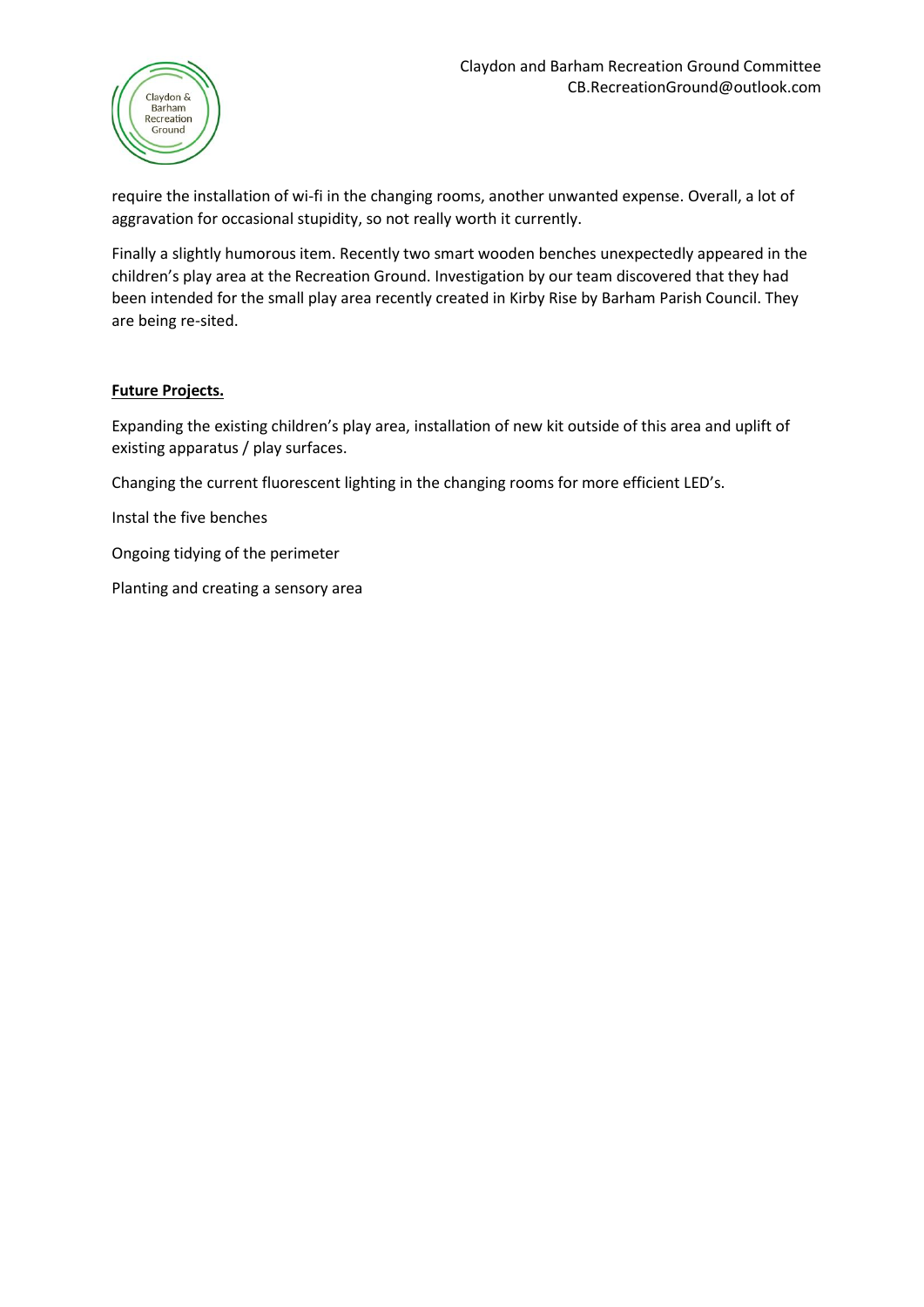require the installation of wi-fi in the changing rooms, another unwanted expense. Overall, a lot of aggravation for occasional stupidity, so not really worth it currently.

Finally a slightly humorous item. Recently two smart wooden benches unexpectedly appeared in the children's play area at the Recreation Ground. Investigation by our team discovered that they had been intended for the small play area recently created in Kirby Rise by Barham Parish Council. They are being re-sited.

**Future Projects.**

Expanding the existing children's play area, installation of new kit outside of this area and uplift of existing apparatus / play surfaces.

Changing the current fluorescent lighting in the changing rooms for more efficient LED's.

Instal the five benches

Ongoing tidying of the perimeter

Planting and creating a sensory area